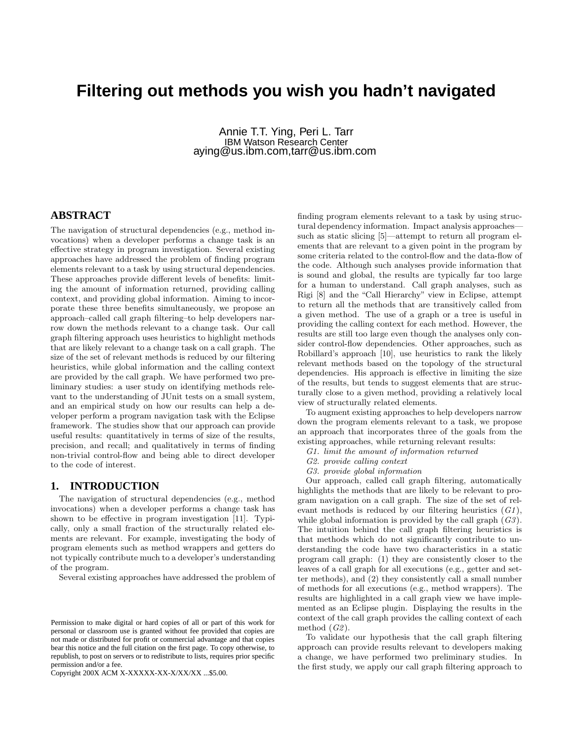# Filtering out methods you wish you hadn't navigated

Annie T.T. Ying, Peri L. Tarr
IBM Watson Research Center
aying@us.ibm.com,tarr@us.ibm.com

## ABSTRACT

The navigation of structural dependencies (e.g., method invocations) when a developer performs a change task is an effective strategy in program investigation. Several existing approaches have addressed the problem of finding program elements relevant to a task by using structural dependencies. These approaches provide different levels of benefits: limiting the amount of information returned, providing calling context, and providing global information. Aiming to incorporate these three benefits simultaneously, we propose an approach–called call graph filtering–to help developers narrow down the methods relevant to a change task. Our call graph filtering approach uses heuristics to highlight methods that are likely relevant to a change task on a call graph. The size of the set of relevant methods is reduced by our filtering heuristics, while global information and the calling context are provided by the call graph. We have performed two preliminary studies: a user study on identifying methods relevant to the understanding of JUnit tests on a small system, and an empirical study on how our results can help a developer perform a program navigation task with the Eclipse framework. The studies show that our approach can provide useful results: quantitatively in terms of size of the results, precision, and recall; and qualitatively in terms of finding non-trivial control-flow and being able to direct developer to the code of interest.

## 1. INTRODUCTION

The navigation of structural dependencies (e.g., method invocations) when a developer performs a change task has shown to be effective in program investigation [11]. Typically, only a small fraction of the structurally related elements are relevant. For example, investigating the body of program elements such as method wrappers and getters do not typically contribute much to a developer's understanding of the program.

Several existing approaches have addressed the problem of finding program elements relevant to a task by using structural dependency information. Impact analysis approaches—such as static slicing [5]—attempt to return all program elements that are relevant to a given point in the program by some criteria related to the control-flow and the data-flow of the code. Although such analyses provide information that is sound and global, the results are typically far too large for a human to understand. Call graph analyses, such as Rigi [8] and the "Call Hierarchy" view in Eclipse, attempt to return all the methods that are transitively called from a given method. The use of a graph or a tree is useful in providing the calling context for each method. However, the results are still too large even though the analyses only consider control-flow dependencies. Other approaches, such as Robillard's approach [10], use heuristics to rank the likely relevant methods based on the topology of the structural dependencies. His approach is effective in limiting the size of the results, but tends to suggest elements that are structurally close to a given method, providing a relatively local view of structurally related elements.

To augment existing approaches to help developers narrow down the program elements relevant to a task, we propose an approach that incorporates three of the goals from the existing approaches, while returning relevant results:

*G1. limit the amount of information returned*

*G2. provide calling context*

*G3. provide global information*

Our approach, called call graph filtering, automatically highlights the methods that are likely to be relevant to program navigation on a call graph. The size of the set of relevant methods is reduced by our filtering heuristics (*G1*), while global information is provided by the call graph (*G3*). The intuition behind the call graph filtering heuristics is that methods which do not significantly contribute to understanding the code have two characteristics in a static program call graph: (1) they are consistently closer to the leaves of a call graph for all executions (e.g., getter and setter methods), and (2) they consistently call a small number of methods for all executions (e.g., method wrappers). The results are highlighted in a call graph view we have implemented as an Eclipse plugin. Displaying the results in the context of the call graph provides the calling context of each method (*G2*).

To validate our hypothesis that the call graph filtering approach can provide results relevant to developers making a change, we have performed two preliminary studies. In the first study, we apply our call graph filtering approach to

Permission to make digital or hard copies of all or part of this work for personal or classroom use is granted without fee provided that copies are not made or distributed for profit or commercial advantage and that copies bear this notice and the full citation on the first page. To copy otherwise, to republish, to post on servers or to redistribute to lists, requires prior specific permission and/or a fee.
Copyright 200X ACM X-XXXXX-XX-X/XX/XX ...$5.00.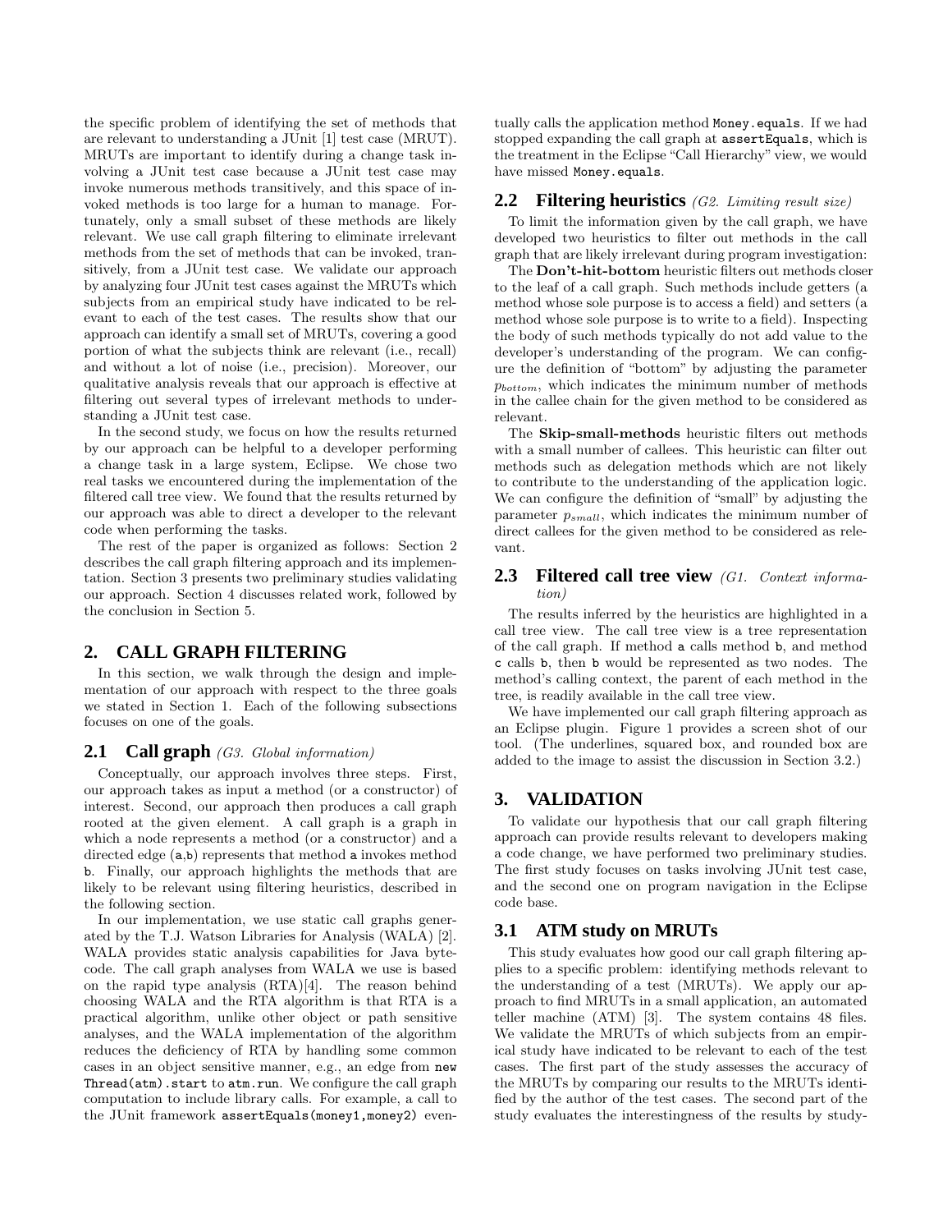the specific problem of identifying the set of methods that are relevant to understanding a JUnit [1] test case (MRUT). MRUTs are important to identify during a change task involving a JUnit test case because a JUnit test case may invoke numerous methods transitively, and this space of invoked methods is too large for a human to manage. Fortunately, only a small subset of these methods are likely relevant. We use call graph filtering to eliminate irrelevant methods from the set of methods that can be invoked, transitively, from a JUnit test case. We validate our approach by analyzing four JUnit test cases against the MRUTs which subjects from an empirical study have indicated to be relevant to each of the test cases. The results show that our approach can identify a small set of MRUTs, covering a good portion of what the subjects think are relevant (i.e., recall) and without a lot of noise (i.e., precision). Moreover, our qualitative analysis reveals that our approach is effective at filtering out several types of irrelevant methods to understanding a JUnit test case.

In the second study, we focus on how the results returned by our approach can be helpful to a developer performing a change task in a large system, Eclipse. We chose two real tasks we encountered during the implementation of the filtered call tree view. We found that the results returned by our approach was able to direct a developer to the relevant code when performing the tasks.

The rest of the paper is organized as follows: Section 2 describes the call graph filtering approach and its implementation. Section 3 presents two preliminary studies validating our approach. Section 4 discusses related work, followed by the conclusion in Section 5.

## 2. CALL GRAPH FILTERING

In this section, we walk through the design and implementation of our approach with respect to the three goals we stated in Section 1. Each of the following subsections focuses on one of the goals.

### 2.1 Call graph *(G3. Global information)*

Conceptually, our approach involves three steps. First, our approach takes as input a method (or a constructor) of interest. Second, our approach then produces a call graph rooted at the given element. A call graph is a graph in which a node represents a method (or a constructor) and a directed edge (`a`,`b`) represents that method `a` invokes method `b`. Finally, our approach highlights the methods that are likely to be relevant using filtering heuristics, described in the following section.

In our implementation, we use static call graphs generated by the T.J. Watson Libraries for Analysis (WALA) [2]. WALA provides static analysis capabilities for Java bytecode. The call graph analyses from WALA we use is based on the rapid type analysis (RTA)[4]. The reason behind choosing WALA and the RTA algorithm is that RTA is a practical algorithm, unlike other object or path sensitive analyses, and the WALA implementation of the algorithm reduces the deficiency of RTA by handling some common cases in an object sensitive manner, e.g., an edge from `new Thread(atm).start` to `atm.run`. We configure the call graph computation to include library calls. For example, a call to the JUnit framework `assertEquals(money1,money2)` eventually calls the application method `Money.equals`. If we had stopped expanding the call graph at `assertEquals`, which is the treatment in the Eclipse "Call Hierarchy" view, we would have missed `Money.equals`.

### 2.2 Filtering heuristics *(G2. Limiting result size)*

To limit the information given by the call graph, we have developed two heuristics to filter out methods in the call graph that are likely irrelevant during program investigation:

The **Don't-hit-bottom** heuristic filters out methods closer to the leaf of a call graph. Such methods include getters (a method whose sole purpose is to access a field) and setters (a method whose sole purpose is to write to a field). Inspecting the body of such methods typically do not add value to the developer's understanding of the program. We can configure the definition of "bottom" by adjusting the parameter $p_{bottom}$, which indicates the minimum number of methods in the callee chain for the given method to be considered as relevant.

The **Skip-small-methods** heuristic filters out methods with a small number of callees. This heuristic can filter out methods such as delegation methods which are not likely to contribute to the understanding of the application logic. We can configure the definition of "small" by adjusting the parameter $p_{small}$, which indicates the minimum number of direct callees for the given method to be considered as relevant.

### 2.3 Filtered call tree view *(G1. Context information)*

The results inferred by the heuristics are highlighted in a call tree view. The call tree view is a tree representation of the call graph. If method `a` calls method `b`, and method `c` calls `b`, then `b` would be represented as two nodes. The method's calling context, the parent of each method in the tree, is readily available in the call tree view.

We have implemented our call graph filtering approach as an Eclipse plugin. Figure 1 provides a screen shot of our tool. (The underlines, squared box, and rounded box are added to the image to assist the discussion in Section 3.2.)

## 3. VALIDATION

To validate our hypothesis that our call graph filtering approach can provide results relevant to developers making a code change, we have performed two preliminary studies. The first study focuses on tasks involving JUnit test case, and the second one on program navigation in the Eclipse code base.

### 3.1 ATM study on MRUTs

This study evaluates how good our call graph filtering applies to a specific problem: identifying methods relevant to the understanding of a test (MRUTs). We apply our approach to find MRUTs in a small application, an automated teller machine (ATM) [3]. The system contains 48 files. We validate the MRUTs of which subjects from an empirical study have indicated to be relevant to each of the test cases. The first part of the study assesses the accuracy of the MRUTs by comparing our results to the MRUTs identified by the author of the test cases. The second part of the study evaluates the interestingness of the results by study-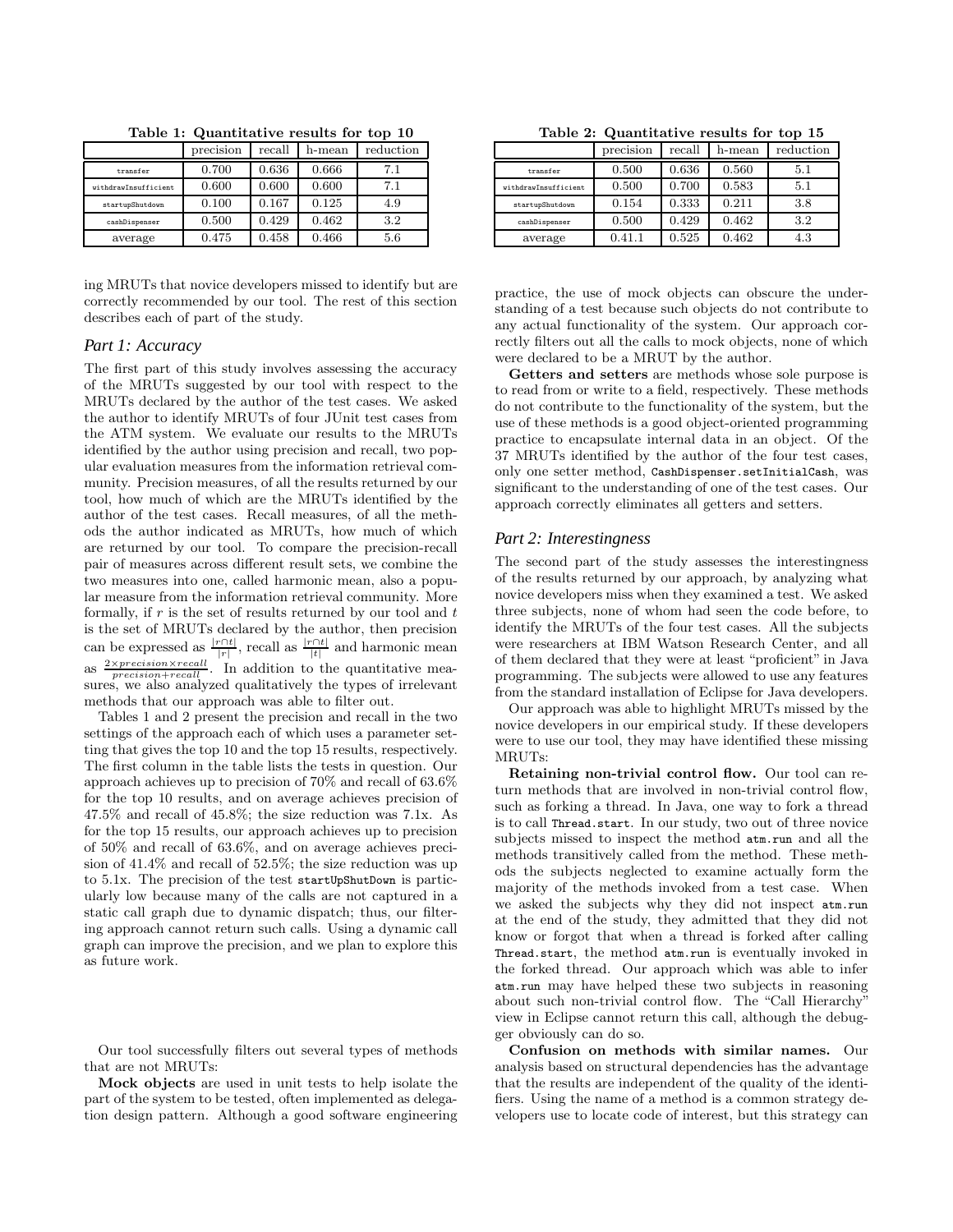**Table 1: Quantitative results for top 10**

| | precision | recall | h-mean | reduction |
|---|---|---|---|---|
| transfer | 0.700 | 0.636 | 0.666 | 7.1 |
| withdrawInsufficient | 0.600 | 0.600 | 0.600 | 7.1 |
| startupShutdown | 0.100 | 0.167 | 0.125 | 4.9 |
| cashDispenser | 0.500 | 0.429 | 0.462 | 3.2 |
| average | 0.475 | 0.458 | 0.466 | 5.6 |

**Table 2: Quantitative results for top 15**

| | precision | recall | h-mean | reduction |
|---|---|---|---|---|
| transfer | 0.500 | 0.636 | 0.560 | 5.1 |
| withdrawInsufficient | 0.500 | 0.700 | 0.583 | 5.1 |
| startupShutdown | 0.154 | 0.333 | 0.211 | 3.8 |
| cashDispenser | 0.500 | 0.429 | 0.462 | 3.2 |
| average | 0.41.1 | 0.525 | 0.462 | 4.3 |

ing MRUTs that novice developers missed to identify but are correctly recommended by our tool. The rest of this section describes each of part of the study.

### *Part 1: Accuracy*

The first part of this study involves assessing the accuracy of the MRUTs suggested by our tool with respect to the MRUTs declared by the author of the test cases. We asked the author to identify MRUTs of four JUnit test cases from the ATM system. We evaluate our results to the MRUTs identified by the author using precision and recall, two popular evaluation measures from the information retrieval community. Precision measures, of all the results returned by our tool, how much of which are the MRUTs identified by the author of the test cases. Recall measures, of all the methods the author indicated as MRUTs, how much of which are returned by our tool. To compare the precision-recall pair of measures across different result sets, we combine the two measures into one, called harmonic mean, also a popular measure from the information retrieval community. More formally, if $r$ is the set of results returned by our tool and $t$ is the set of MRUTs declared by the author, then precision can be expressed as $\frac{|r \cap t|}{|r|}$, recall as $\frac{|r \cap t|}{|t|}$ and harmonic mean as $\frac{2 \times precision \times recall}{precision + recall}$. In addition to the quantitative measures, we also analyzed qualitatively the types of irrelevant methods that our approach was able to filter out.

Tables 1 and 2 present the precision and recall in the two settings of the approach each of which uses a parameter setting that gives the top 10 and the top 15 results, respectively. The first column in the table lists the tests in question. Our approach achieves up to precision of 70% and recall of 63.6% for the top 10 results, and on average achieves precision of 47.5% and recall of 45.8%; the size reduction was 7.1x. As for the top 15 results, our approach achieves up to precision of 50% and recall of 63.6%, and on average achieves precision of 41.4% and recall of 52.5%; the size reduction was up to 5.1x. The precision of the test `startUpShutDown` is particularly low because many of the calls are not captured in a static call graph due to dynamic dispatch; thus, our filtering approach cannot return such calls. Using a dynamic call graph can improve the precision, and we plan to explore this as future work.

Our tool successfully filters out several types of methods that are not MRUTs:

**Mock objects** are used in unit tests to help isolate the part of the system to be tested, often implemented as delegation design pattern. Although a good software engineering practice, the use of mock objects can obscure the understanding of a test because such objects do not contribute to any actual functionality of the system. Our approach correctly filters out all the calls to mock objects, none of which were declared to be a MRUT by the author.

**Getters and setters** are methods whose sole purpose is to read from or write to a field, respectively. These methods do not contribute to the functionality of the system, but the use of these methods is a good object-oriented programming practice to encapsulate internal data in an object. Of the 37 MRUTs identified by the author of the four test cases, only one setter method, `CashDispenser.setInitialCash`, was significant to the understanding of one of the test cases. Our approach correctly eliminates all getters and setters.

### *Part 2: Interestingness*

The second part of the study assesses the interestingness of the results returned by our approach, by analyzing what novice developers miss when they examined a test. We asked three subjects, none of whom had seen the code before, to identify the MRUTs of the four test cases. All the subjects were researchers at IBM Watson Research Center, and all of them declared that they were at least "proficient" in Java programming. The subjects were allowed to use any features from the standard installation of Eclipse for Java developers.

Our approach was able to highlight MRUTs missed by the novice developers in our empirical study. If these developers were to use our tool, they may have identified these missing MRUTs:

**Retaining non-trivial control flow.** Our tool can return methods that are involved in non-trivial control flow, such as forking a thread. In Java, one way to fork a thread is to call `Thread.start`. In our study, two out of three novice subjects missed to inspect the method `atm.run` and all the methods transitively called from the method. These methods the subjects neglected to examine actually form the majority of the methods invoked from a test case. When we asked the subjects why they did not inspect `atm.run` at the end of the study, they admitted that they did not know or forgot that when a thread is forked after calling `Thread.start`, the method `atm.run` is eventually invoked in the forked thread. Our approach which was able to infer `atm.run` may have helped these two subjects in reasoning about such non-trivial control flow. The "Call Hierarchy" view in Eclipse cannot return this call, although the debugger obviously can do so.

**Confusion on methods with similar names.** Our analysis based on structural dependencies has the advantage that the results are independent of the quality of the identifiers. Using the name of a method is a common strategy developers use to locate code of interest, but this strategy can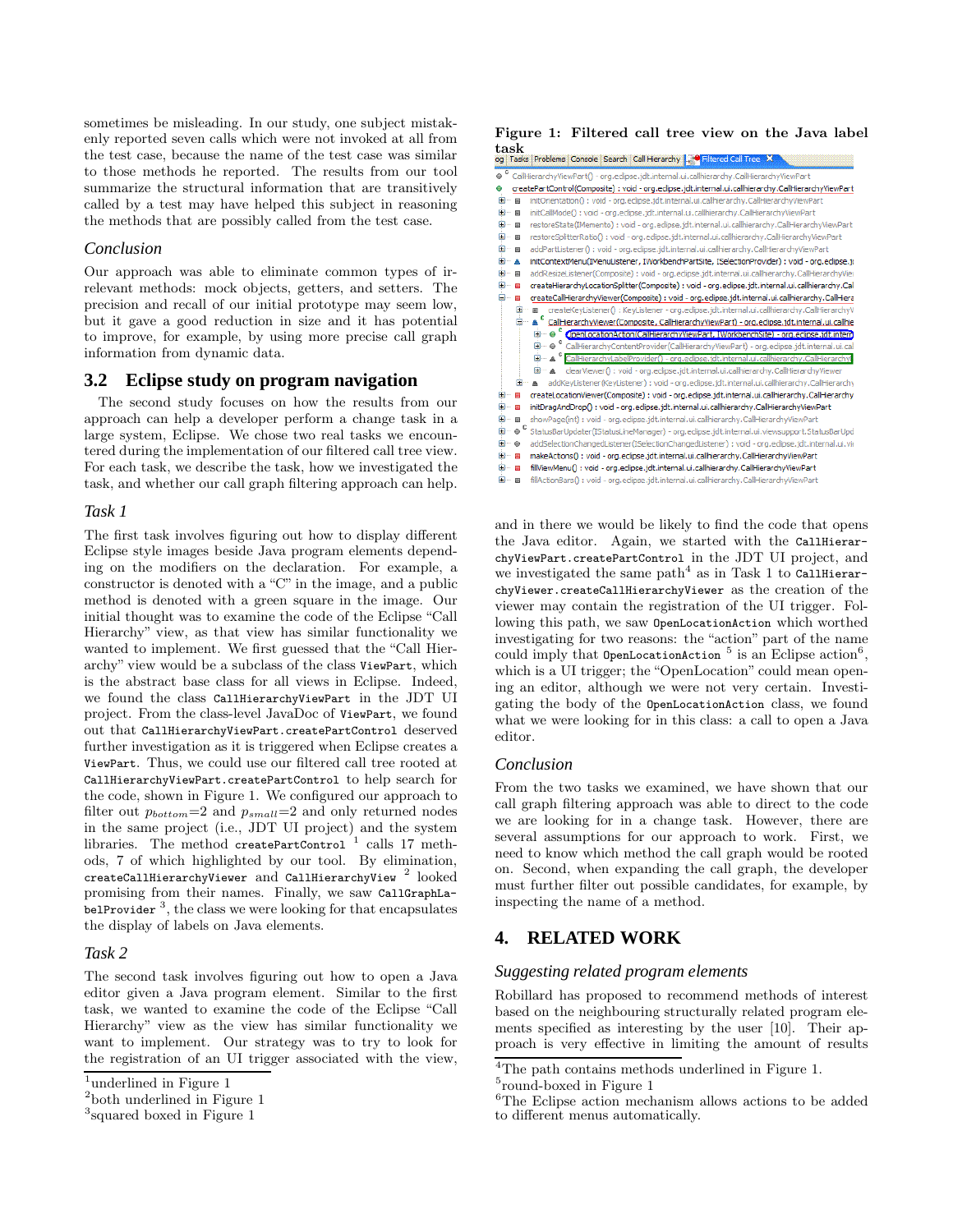sometimes be misleading. In our study, one subject mistakenly reported seven calls which were not invoked at all from the test case, because the name of the test case was similar to those methods he reported. The results from our tool summarize the structural information that are transitively called by a test may have helped this subject in reasoning the methods that are possibly called from the test case.

#### *Conclusion*

Our approach was able to eliminate common types of irrelevant methods: mock objects, getters, and setters. The precision and recall of our initial prototype may seem low, but it gave a good reduction in size and it has potential to improve, for example, by using more precise call graph information from dynamic data.

### 3.2 Eclipse study on program navigation

The second study focuses on how the results from our approach can help a developer perform a change task in a large system, Eclipse. We chose two real tasks we encountered during the implementation of our filtered call tree view. For each task, we describe the task, how we investigated the task, and whether our call graph filtering approach can help.

#### *Task 1*

The first task involves figuring out how to display different Eclipse style images beside Java program elements depending on the modifiers on the declaration. For example, a constructor is denoted with a "C" in the image, and a public method is denoted with a green square in the image. Our initial thought was to examine the code of the Eclipse "Call Hierarchy" view, as that view has similar functionality we wanted to implement. We first guessed that the "Call Hierarchy" view would be a subclass of the class `ViewPart`, which is the abstract base class for all views in Eclipse. Indeed, we found the class `CallHierarchyViewPart` in the JDT UI project. From the class-level JavaDoc of `ViewPart`, we found out that `CallHierarchyViewPart.createPartControl` deserved further investigation as it is triggered when Eclipse creates a `ViewPart`. Thus, we could use our filtered call tree rooted at `CallHierarchyViewPart.createPartControl` to help search for the code, shown in Figure 1. We configured our approach to filter out $p_{bottom}$=2 and $p_{small}$=2 and only returned nodes in the same project (i.e., JDT UI project) and the system libraries. The method `createPartControl` [1] calls 17 methods, 7 of which highlighted by our tool. By elimination, `createCallHierarchyViewer` and `CallHierarchyView` [2] looked promising from their names. Finally, we saw `CallGraphLabelProvider` [3], the class we were looking for that encapsulates the display of labels on Java elements.

#### *Task 2*

The second task involves figuring out how to open a Java editor given a Java program element. Similar to the first task, we wanted to examine the code of the Eclipse "Call Hierarchy" view as the view has similar functionality we want to implement. Our strategy was to try to look for the registration of an UI trigger associated with the view,

[1]underlined in Figure 1
[2]both underlined in Figure 1
[3]squared boxed in Figure 1

**Figure 1: Filtered call tree view on the Java label task**

and in there we would be likely to find the code that opens the Java editor. Again, we started with the `CallHierarchyViewPart.createPartControl` in the JDT UI project, and we investigated the same path[4] as in Task 1 to `CallHierarchyViewer.createCallHierarchyViewer` as the creation of the viewer may contain the registration of the UI trigger. Following this path, we saw `OpenLocationAction` which worthed investigating for two reasons: the "action" part of the name could imply that `OpenLocationAction` [5] is an Eclipse action[6], which is a UI trigger; the "OpenLocation" could mean opening an editor, although we were not very certain. Investigating the body of the `OpenLocationAction` class, we found what we were looking for in this class: a call to open a Java editor.

#### *Conclusion*

From the two tasks we examined, we have shown that our call graph filtering approach was able to direct to the code we are looking for in a change task. However, there are several assumptions for our approach to work. First, we need to know which method the call graph would be rooted on. Second, when expanding the call graph, the developer must further filter out possible candidates, for example, by inspecting the name of a method.

## 4. RELATED WORK

#### *Suggesting related program elements*

Robillard has proposed to recommend methods of interest based on the neighbouring structurally related program elements specified as interesting by the user [10]. Their approach is very effective in limiting the amount of results

[4]The path contains methods underlined in Figure 1.
[5]round-boxed in Figure 1
[6]The Eclipse action mechanism allows actions to be added to different menus automatically.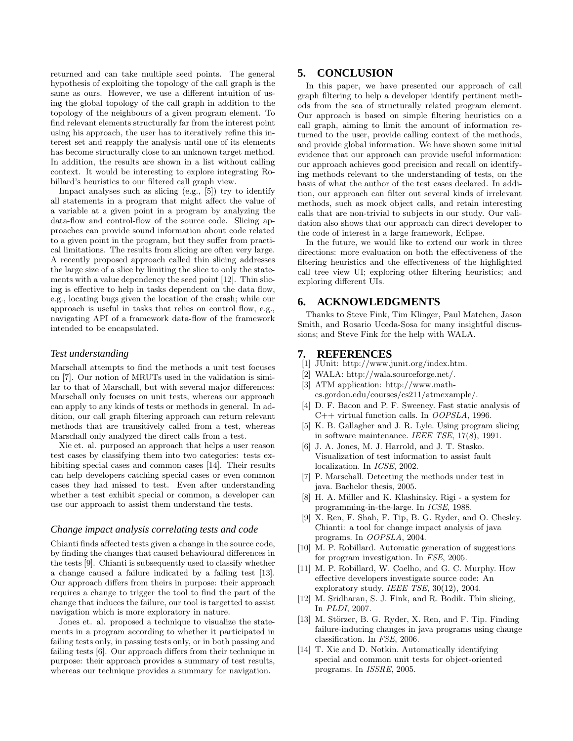returned and can take multiple seed points. The general hypothesis of exploiting the topology of the call graph is the same as ours. However, we use a different intuition of using the global topology of the call graph in addition to the topology of the neighbours of a given program element. To find relevant elements structurally far from the interest point using his approach, the user has to iteratively refine this interest set and reapply the analysis until one of its elements has become structurally close to an unknown target method. In addition, the results are shown in a list without calling context. It would be interesting to explore integrating Robillard's heuristics to our filtered call graph view.

Impact analyses such as slicing (e.g., [5]) try to identify all statements in a program that might affect the value of a variable at a given point in a program by analyzing the data-flow and control-flow of the source code. Slicing approaches can provide sound information about code related to a given point in the program, but they suffer from practical limitations. The results from slicing are often very large. A recently proposed approach called thin slicing addresses the large size of a slice by limiting the slice to only the statements with a value dependency the seed point [12]. Thin slicing is effective to help in tasks dependent on the data flow, e.g., locating bugs given the location of the crash; while our approach is useful in tasks that relies on control flow, e.g., navigating API of a framework data-flow of the framework intended to be encapsulated.

### *Test understanding*

Marschall attempts to find the methods a unit test focuses on [7]. Our notion of MRUTs used in the validation is similar to that of Marschall, but with several major differences: Marschall only focuses on unit tests, whereas our approach can apply to any kinds of tests or methods in general. In addition, our call graph filtering approach can return relevant methods that are transitively called from a test, whereas Marschall only analyzed the direct calls from a test.

Xie et. al. purposed an approach that helps a user reason test cases by classifying them into two categories: tests exhibiting special cases and common cases [14]. Their results can help developers catching special cases or even common cases they had missed to test. Even after understanding whether a test exhibit special or common, a developer can use our approach to assist them understand the tests.

### *Change impact analysis correlating tests and code*

Chianti finds affected tests given a change in the source code, by finding the changes that caused behavioural differences in the tests [9]. Chianti is subsequently used to classify whether a change caused a failure indicated by a failing test [13]. Our approach differs from theirs in purpose: their approach requires a change to trigger the tool to find the part of the change that induces the failure, our tool is targetted to assist navigation which is more exploratory in nature.

Jones et. al. proposed a technique to visualize the statements in a program according to whether it participated in failing tests only, in passing tests only, or in both passing and failing tests [6]. Our approach differs from their technique in purpose: their approach provides a summary of test results, whereas our technique provides a summary for navigation.

## 5. CONCLUSION

In this paper, we have presented our approach of call graph filtering to help a developer identify pertinent methods from the sea of structurally related program element. Our approach is based on simple filtering heuristics on a call graph, aiming to limit the amount of information returned to the user, provide calling context of the methods, and provide global information. We have shown some initial evidence that our approach can provide useful information: our approach achieves good precision and recall on identifying methods relevant to the understanding of tests, on the basis of what the author of the test cases declared. In addition, our approach can filter out several kinds of irrelevant methods, such as mock object calls, and retain interesting calls that are non-trivial to subjects in our study. Our validation also shows that our approach can direct developer to the code of interest in a large framework, Eclipse.

In the future, we would like to extend our work in three directions: more evaluation on both the effectiveness of the filtering heuristics and the effectiveness of the highlighted call tree view UI; exploring other filtering heuristics; and exploring different UIs.

## 6. ACKNOWLEDGMENTS

Thanks to Steve Fink, Tim Klinger, Paul Matchen, Jason Smith, and Rosario Uceda-Sosa for many insightful discussions; and Steve Fink for the help with WALA.

## 7. REFERENCES

[1] JUnit: http://www.junit.org/index.htm.

[2] WALA: http://wala.sourceforge.net/.

[3] ATM application: http://www.math-cs.gordon.edu/courses/cs211/atmexample/.

[4] D. F. Bacon and P. F. Sweeney. Fast static analysis of C++ virtual function calls. In *OOPSLA*, 1996.

[5] K. B. Gallagher and J. R. Lyle. Using program slicing in software maintenance. *IEEE TSE*, 17(8), 1991.

[6] J. A. Jones, M. J. Harrold, and J. T. Stasko. Visualization of test information to assist fault localization. In *ICSE*, 2002.

[7] P. Marschall. Detecting the methods under test in java. Bachelor thesis, 2005.

[8] H. A. Müller and K. Klashinsky. Rigi - a system for programming-in-the-large. In *ICSE*, 1988.

[9] X. Ren, F. Shah, F. Tip, B. G. Ryder, and O. Chesley. Chianti: a tool for change impact analysis of java programs. In *OOPSLA*, 2004.

[10] M. P. Robillard. Automatic generation of suggestions for program investigation. In *FSE*, 2005.

[11] M. P. Robillard, W. Coelho, and G. C. Murphy. How effective developers investigate source code: An exploratory study. *IEEE TSE*, 30(12), 2004.

[12] M. Sridharan, S. J. Fink, and R. Bodik. Thin slicing. In *PLDI*, 2007.

[13] M. Störzer, B. G. Ryder, X. Ren, and F. Tip. Finding failure-inducing changes in java programs using change classification. In *FSE*, 2006.

[14] T. Xie and D. Notkin. Automatically identifying special and common unit tests for object-oriented programs. In *ISSRE*, 2005.